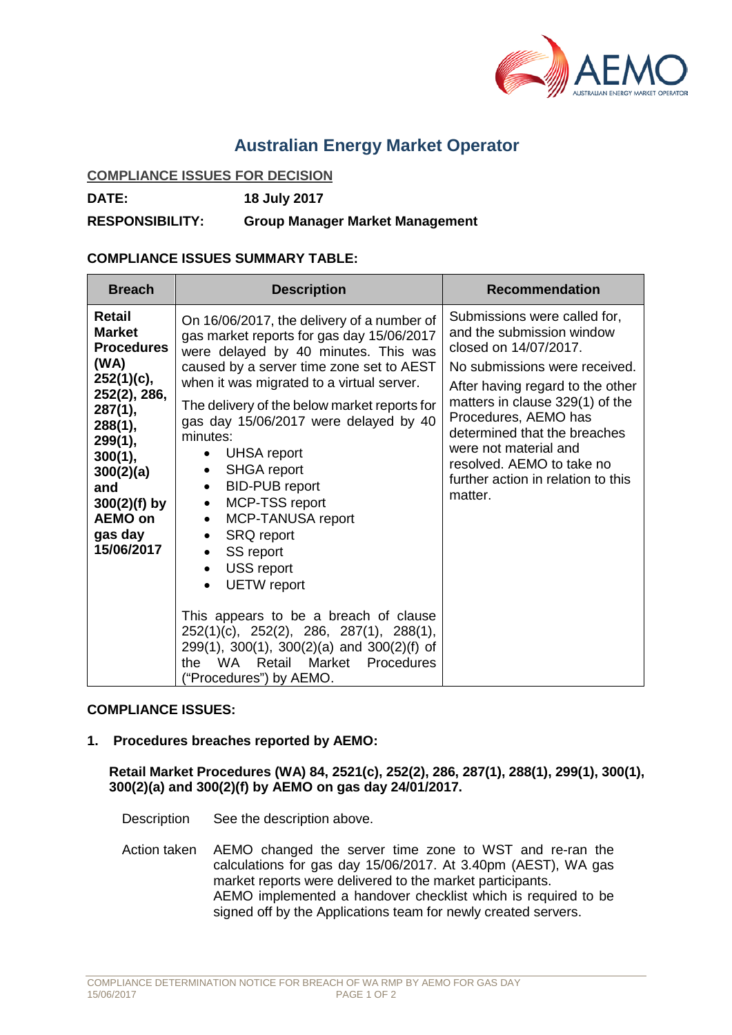# Australian Energy Market Operator

**COMPLIANCE ISSUES FOR DECISION**

**DATE:** **18 July 2017**

**RESPONSIBILITY:** **Group Manager Market Management**

**COMPLIANCE ISSUES SUMMARY TABLE:**

| Breach | Description | Recommendation |
|---|---|---|
| **Retail Market Procedures (WA) 252(1)(c), 252(2), 286, 287(1), 288(1), 299(1), 300(1), 300(2)(a) and 300(2)(f) by AEMO on gas day 15/06/2017** | On 16/06/2017, the delivery of a number of gas market reports for gas day 15/06/2017 were delayed by 40 minutes. This was caused by a server time zone set to AEST when it was migrated to a virtual server.<br><br>The delivery of the below market reports for gas day 15/06/2017 were delayed by 40 minutes:<br>• UHSA report<br>• SHGA report<br>• BID-PUB report<br>• MCP-TSS report<br>• MCP-TANUSA report<br>• SRQ report<br>• SS report<br>• USS report<br>• UETW report<br><br>This appears to be a breach of clause 252(1)(c), 252(2), 286, 287(1), 288(1), 299(1), 300(1), 300(2)(a) and 300(2)(f) of the WA Retail Market Procedures ("Procedures") by AEMO. | Submissions were called for, and the submission window closed on 14/07/2017.<br><br>No submissions were received.<br><br>After having regard to the other matters in clause 329(1) of the Procedures, AEMO has determined that the breaches were not material and resolved. AEMO to take no further action in relation to this matter. |

**COMPLIANCE ISSUES:**

**1. Procedures breaches reported by AEMO:**

**Retail Market Procedures (WA) 84, 2521(c), 252(2), 286, 287(1), 288(1), 299(1), 300(1), 300(2)(a) and 300(2)(f) by AEMO on gas day 24/01/2017.**

Description: See the description above.

Action taken: AEMO changed the server time zone to WST and re-ran the calculations for gas day 15/06/2017. At 3.40pm (AEST), WA gas market reports were delivered to the market participants.
AEMO implemented a handover checklist which is required to be signed off by the Applications team for newly created servers.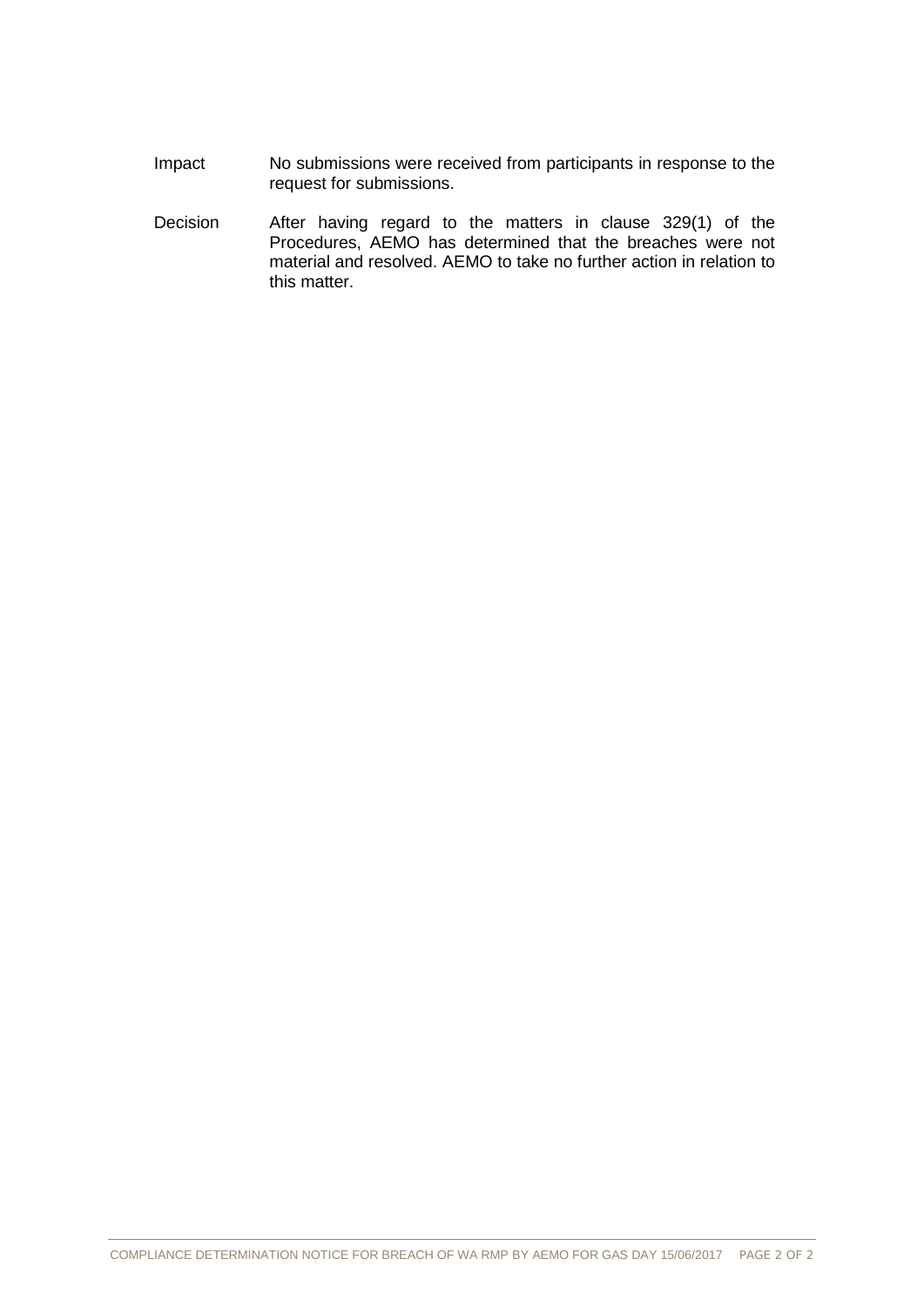| | |
|---|---|
| Impact | No submissions were received from participants in response to the request for submissions. |
| Decision | After having regard to the matters in clause 329(1) of the Procedures, AEMO has determined that the breaches were not material and resolved. AEMO to take no further action in relation to this matter. |